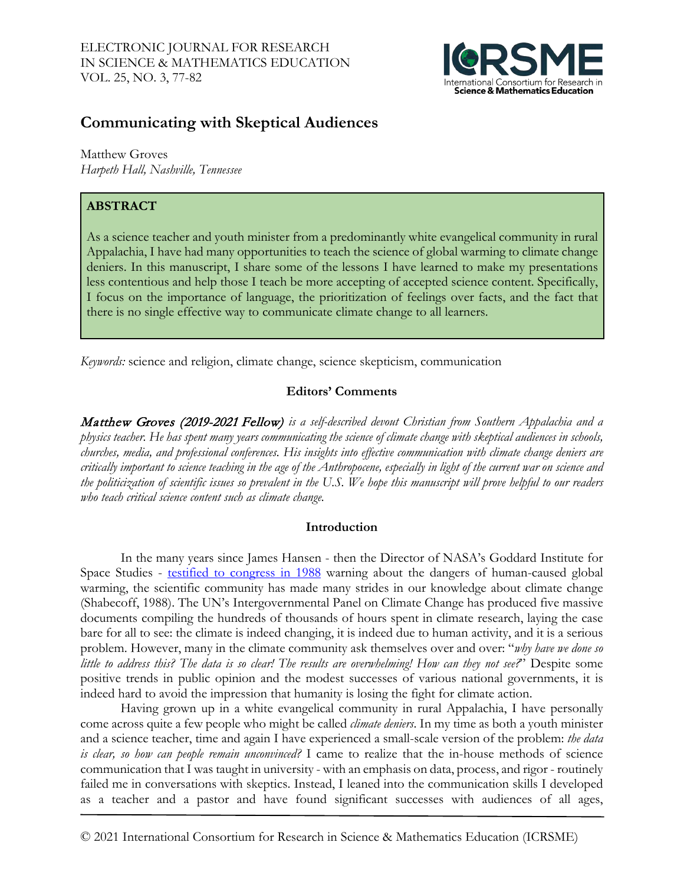# Communicating with Skeptical Audiences

Matthew Groves
*Harpeth Hall, Nashville, Tennessee*

## ABSTRACT

As a science teacher and youth minister from a predominantly white evangelical community in rural Appalachia, I have had many opportunities to teach the science of global warming to climate change deniers. In this manuscript, I share some of the lessons I have learned to make my presentations less contentious and help those I teach be more accepting of accepted science content. Specifically, I focus on the importance of language, the prioritization of feelings over facts, and the fact that there is no single effective way to communicate climate change to all learners.

*Keywords:* science and religion, climate change, science skepticism, communication

### Editors' Comments

*Matthew Groves (2019-2021 Fellow) is a self-described devout Christian from Southern Appalachia and a physics teacher. He has spent many years communicating the science of climate change with skeptical audiences in schools, churches, media, and professional conferences. His insights into effective communication with climate change deniers are critically important to science teaching in the age of the Anthropocene, especially in light of the current war on science and the politicization of scientific issues so prevalent in the U.S. We hope this manuscript will prove helpful to our readers who teach critical science content such as climate change.*

### Introduction

In the many years since James Hansen - then the Director of NASA's Goddard Institute for Space Studies - testified to congress in 1988 warning about the dangers of human-caused global warming, the scientific community has made many strides in our knowledge about climate change (Shabecoff, 1988). The UN's Intergovernmental Panel on Climate Change has produced five massive documents compiling the hundreds of thousands of hours spent in climate research, laying the case bare for all to see: the climate is indeed changing, it is indeed due to human activity, and it is a serious problem. However, many in the climate community ask themselves over and over: "*why have we done so little to address this? The data is so clear! The results are overwhelming! How can they not see?*" Despite some positive trends in public opinion and the modest successes of various national governments, it is indeed hard to avoid the impression that humanity is losing the fight for climate action.

Having grown up in a white evangelical community in rural Appalachia, I have personally come across quite a few people who might be called *climate deniers*. In my time as both a youth minister and a science teacher, time and again I have experienced a small-scale version of the problem: *the data is clear, so how can people remain unconvinced?* I came to realize that the in-house methods of science communication that I was taught in university - with an emphasis on data, process, and rigor - routinely failed me in conversations with skeptics. Instead, I leaned into the communication skills I developed as a teacher and a pastor and have found significant successes with audiences of all ages,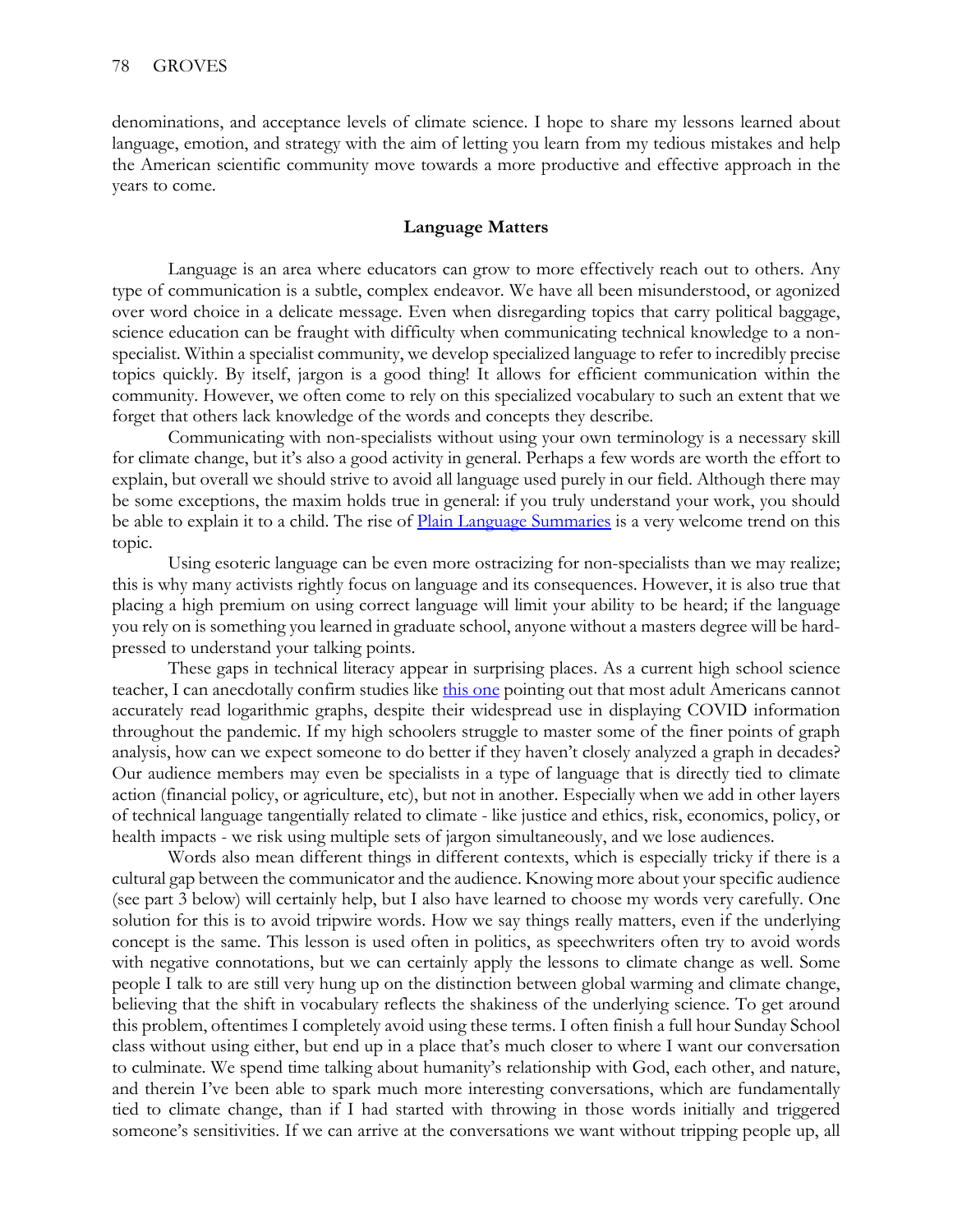denominations, and acceptance levels of climate science. I hope to share my lessons learned about language, emotion, and strategy with the aim of letting you learn from my tedious mistakes and help the American scientific community move towards a more productive and effective approach in the years to come.

## Language Matters

Language is an area where educators can grow to more effectively reach out to others. Any type of communication is a subtle, complex endeavor. We have all been misunderstood, or agonized over word choice in a delicate message. Even when disregarding topics that carry political baggage, science education can be fraught with difficulty when communicating technical knowledge to a non-specialist. Within a specialist community, we develop specialized language to refer to incredibly precise topics quickly. By itself, jargon is a good thing! It allows for efficient communication within the community. However, we often come to rely on this specialized vocabulary to such an extent that we forget that others lack knowledge of the words and concepts they describe.

Communicating with non-specialists without using your own terminology is a necessary skill for climate change, but it's also a good activity in general. Perhaps a few words are worth the effort to explain, but overall we should strive to avoid all language used purely in our field. Although there may be some exceptions, the maxim holds true in general: if you truly understand your work, you should be able to explain it to a child. The rise of Plain Language Summaries is a very welcome trend on this topic.

Using esoteric language can be even more ostracizing for non-specialists than we may realize; this is why many activists rightly focus on language and its consequences. However, it is also true that placing a high premium on using correct language will limit your ability to be heard; if the language you rely on is something you learned in graduate school, anyone without a masters degree will be hard-pressed to understand your talking points.

These gaps in technical literacy appear in surprising places. As a current high school science teacher, I can anecdotally confirm studies like this one pointing out that most adult Americans cannot accurately read logarithmic graphs, despite their widespread use in displaying COVID information throughout the pandemic. If my high schoolers struggle to master some of the finer points of graph analysis, how can we expect someone to do better if they haven't closely analyzed a graph in decades? Our audience members may even be specialists in a type of language that is directly tied to climate action (financial policy, or agriculture, etc), but not in another. Especially when we add in other layers of technical language tangentially related to climate - like justice and ethics, risk, economics, policy, or health impacts - we risk using multiple sets of jargon simultaneously, and we lose audiences.

Words also mean different things in different contexts, which is especially tricky if there is a cultural gap between the communicator and the audience. Knowing more about your specific audience (see part 3 below) will certainly help, but I also have learned to choose my words very carefully. One solution for this is to avoid tripwire words. How we say things really matters, even if the underlying concept is the same. This lesson is used often in politics, as speechwriters often try to avoid words with negative connotations, but we can certainly apply the lessons to climate change as well. Some people I talk to are still very hung up on the distinction between global warming and climate change, believing that the shift in vocabulary reflects the shakiness of the underlying science. To get around this problem, oftentimes I completely avoid using these terms. I often finish a full hour Sunday School class without using either, but end up in a place that's much closer to where I want our conversation to culminate. We spend time talking about humanity's relationship with God, each other, and nature, and therein I've been able to spark much more interesting conversations, which are fundamentally tied to climate change, than if I had started with throwing in those words initially and triggered someone's sensitivities. If we can arrive at the conversations we want without tripping people up, all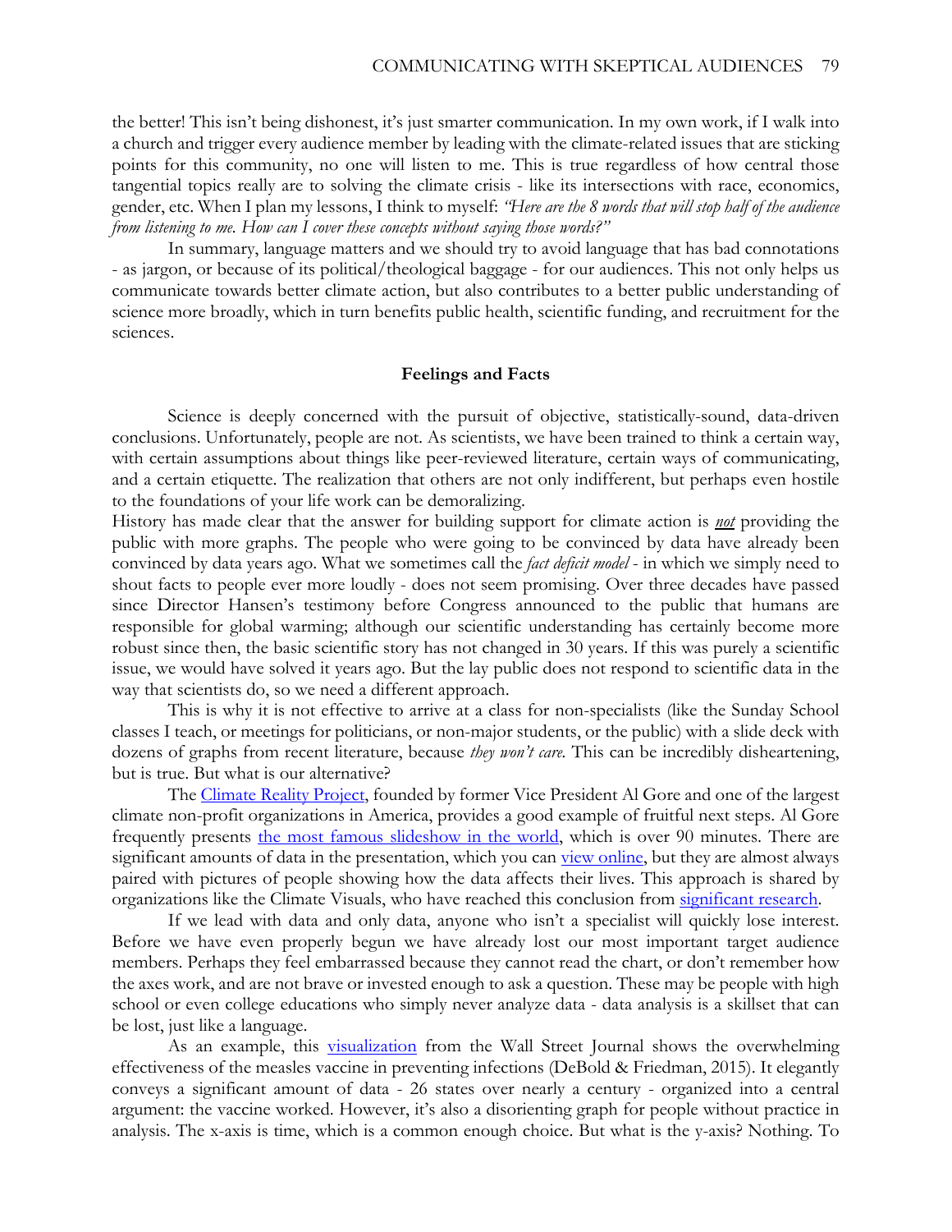the better! This isn't being dishonest, it's just smarter communication. In my own work, if I walk into a church and trigger every audience member by leading with the climate-related issues that are sticking points for this community, no one will listen to me. This is true regardless of how central those tangential topics really are to solving the climate crisis - like its intersections with race, economics, gender, etc. When I plan my lessons, I think to myself: *"Here are the 8 words that will stop half of the audience from listening to me. How can I cover these concepts without saying those words?"*

In summary, language matters and we should try to avoid language that has bad connotations - as jargon, or because of its political/theological baggage - for our audiences. This not only helps us communicate towards better climate action, but also contributes to a better public understanding of science more broadly, which in turn benefits public health, scientific funding, and recruitment for the sciences.

## Feelings and Facts

Science is deeply concerned with the pursuit of objective, statistically-sound, data-driven conclusions. Unfortunately, people are not. As scientists, we have been trained to think a certain way, with certain assumptions about things like peer-reviewed literature, certain ways of communicating, and a certain etiquette. The realization that others are not only indifferent, but perhaps even hostile to the foundations of your life work can be demoralizing.

History has made clear that the answer for building support for climate action is ***not*** providing the public with more graphs. The people who were going to be convinced by data have already been convinced by data years ago. What we sometimes call the *fact deficit model* - in which we simply need to shout facts to people ever more loudly - does not seem promising. Over three decades have passed since Director Hansen's testimony before Congress announced to the public that humans are responsible for global warming; although our scientific understanding has certainly become more robust since then, the basic scientific story has not changed in 30 years. If this was purely a scientific issue, we would have solved it years ago. But the lay public does not respond to scientific data in the way that scientists do, so we need a different approach.

This is why it is not effective to arrive at a class for non-specialists (like the Sunday School classes I teach, or meetings for politicians, or non-major students, or the public) with a slide deck with dozens of graphs from recent literature, because *they won't care.* This can be incredibly disheartening, but is true. But what is our alternative?

The Climate Reality Project, founded by former Vice President Al Gore and one of the largest climate non-profit organizations in America, provides a good example of fruitful next steps. Al Gore frequently presents the most famous slideshow in the world, which is over 90 minutes. There are significant amounts of data in the presentation, which you can view online, but they are almost always paired with pictures of people showing how the data affects their lives. This approach is shared by organizations like the Climate Visuals, who have reached this conclusion from significant research.

If we lead with data and only data, anyone who isn't a specialist will quickly lose interest. Before we have even properly begun we have already lost our most important target audience members. Perhaps they feel embarrassed because they cannot read the chart, or don't remember how the axes work, and are not brave or invested enough to ask a question. These may be people with high school or even college educations who simply never analyze data - data analysis is a skillset that can be lost, just like a language.

As an example, this visualization from the Wall Street Journal shows the overwhelming effectiveness of the measles vaccine in preventing infections (DeBold & Friedman, 2015). It elegantly conveys a significant amount of data - 26 states over nearly a century - organized into a central argument: the vaccine worked. However, it's also a disorienting graph for people without practice in analysis. The x-axis is time, which is a common enough choice. But what is the y-axis? Nothing. To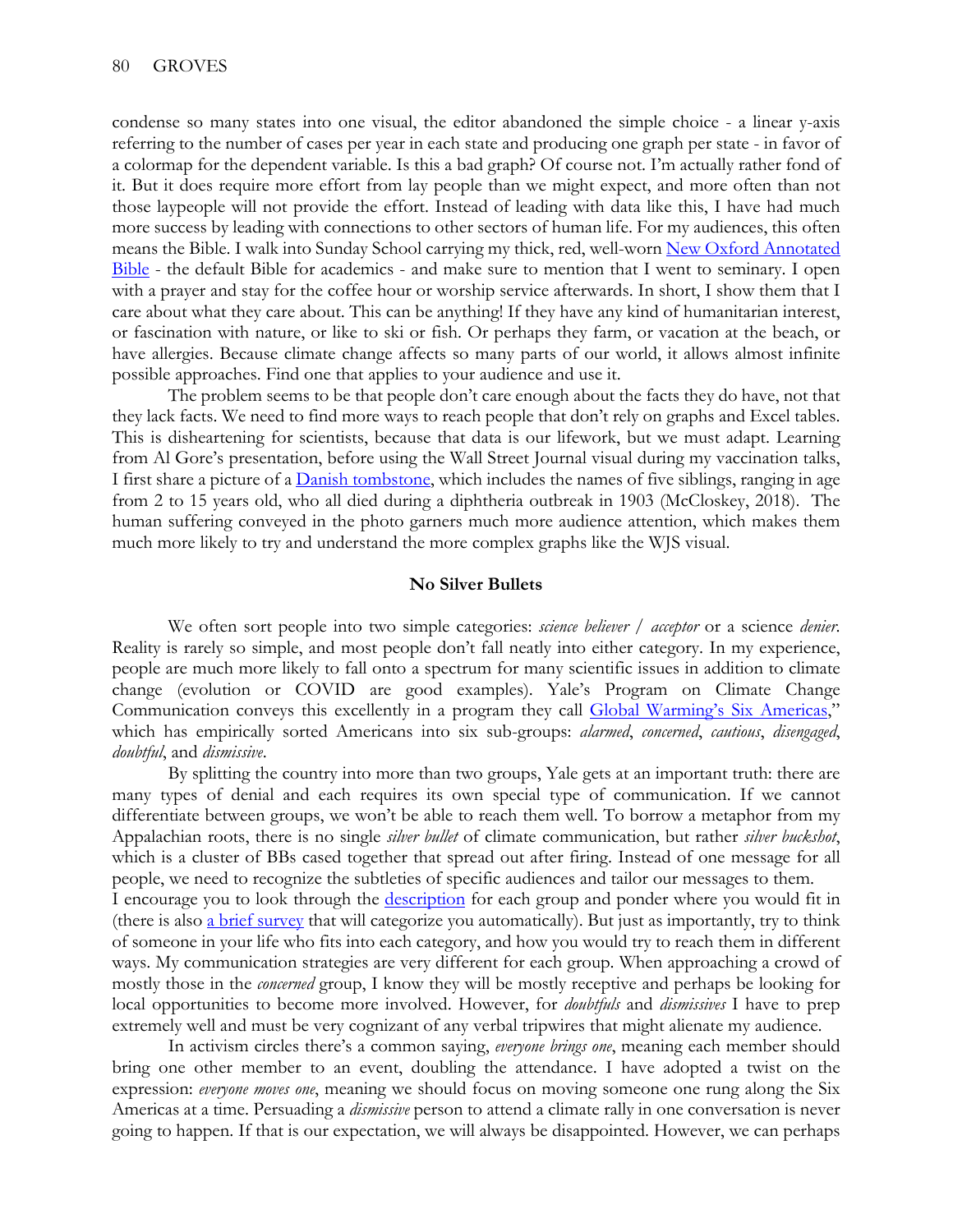condense so many states into one visual, the editor abandoned the simple choice - a linear y-axis referring to the number of cases per year in each state and producing one graph per state - in favor of a colormap for the dependent variable. Is this a bad graph? Of course not. I'm actually rather fond of it. But it does require more effort from lay people than we might expect, and more often than not those laypeople will not provide the effort. Instead of leading with data like this, I have had much more success by leading with connections to other sectors of human life. For my audiences, this often means the Bible. I walk into Sunday School carrying my thick, red, well-worn New Oxford Annotated Bible - the default Bible for academics - and make sure to mention that I went to seminary. I open with a prayer and stay for the coffee hour or worship service afterwards. In short, I show them that I care about what they care about. This can be anything! If they have any kind of humanitarian interest, or fascination with nature, or like to ski or fish. Or perhaps they farm, or vacation at the beach, or have allergies. Because climate change affects so many parts of our world, it allows almost infinite possible approaches. Find one that applies to your audience and use it.

The problem seems to be that people don't care enough about the facts they do have, not that they lack facts. We need to find more ways to reach people that don't rely on graphs and Excel tables. This is disheartening for scientists, because that data is our lifework, but we must adapt. Learning from Al Gore's presentation, before using the Wall Street Journal visual during my vaccination talks, I first share a picture of a Danish tombstone, which includes the names of five siblings, ranging in age from 2 to 15 years old, who all died during a diphtheria outbreak in 1903 (McCloskey, 2018). The human suffering conveyed in the photo garners much more audience attention, which makes them much more likely to try and understand the more complex graphs like the WJS visual.

## No Silver Bullets

We often sort people into two simple categories: *science believer / acceptor* or a science *denier*. Reality is rarely so simple, and most people don't fall neatly into either category. In my experience, people are much more likely to fall onto a spectrum for many scientific issues in addition to climate change (evolution or COVID are good examples). Yale's Program on Climate Change Communication conveys this excellently in a program they call Global Warming's Six Americas," which has empirically sorted Americans into six sub-groups: *alarmed*, *concerned*, *cautious*, *disengaged*, *doubtful*, and *dismissive*.

By splitting the country into more than two groups, Yale gets at an important truth: there are many types of denial and each requires its own special type of communication. If we cannot differentiate between groups, we won't be able to reach them well. To borrow a metaphor from my Appalachian roots, there is no single *silver bullet* of climate communication, but rather *silver buckshot*, which is a cluster of BBs cased together that spread out after firing. Instead of one message for all people, we need to recognize the subtleties of specific audiences and tailor our messages to them.

I encourage you to look through the description for each group and ponder where you would fit in (there is also a brief survey that will categorize you automatically). But just as importantly, try to think of someone in your life who fits into each category, and how you would try to reach them in different ways. My communication strategies are very different for each group. When approaching a crowd of mostly those in the *concerned* group, I know they will be mostly receptive and perhaps be looking for local opportunities to become more involved. However, for *doubtfuls* and *dismissives* I have to prep extremely well and must be very cognizant of any verbal tripwires that might alienate my audience.

In activism circles there's a common saying, *everyone brings one*, meaning each member should bring one other member to an event, doubling the attendance. I have adopted a twist on the expression: *everyone moves one*, meaning we should focus on moving someone one rung along the Six Americas at a time. Persuading a *dismissive* person to attend a climate rally in one conversation is never going to happen. If that is our expectation, we will always be disappointed. However, we can perhaps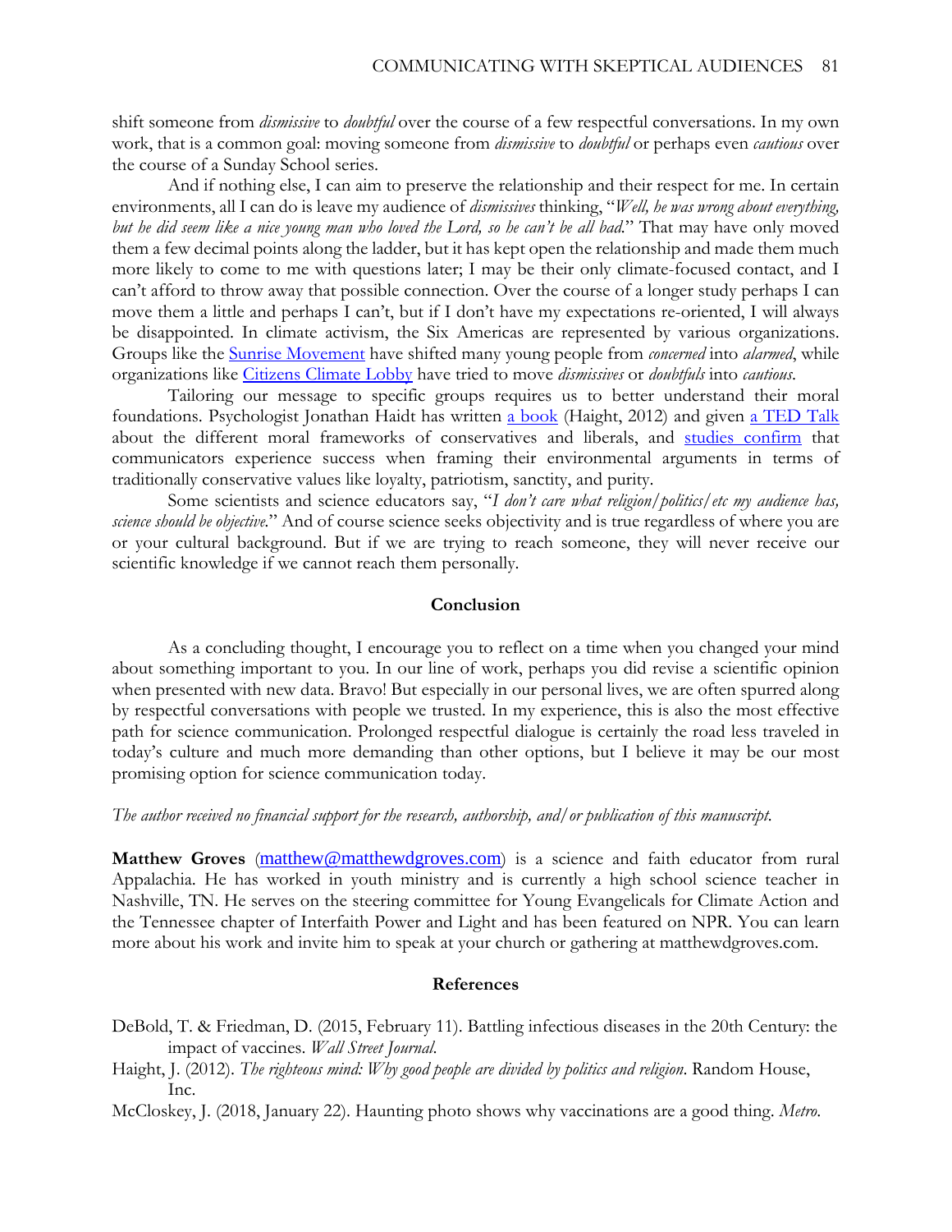shift someone from *dismissive* to *doubtful* over the course of a few respectful conversations. In my own work, that is a common goal: moving someone from *dismissive* to *doubtful* or perhaps even *cautious* over the course of a Sunday School series.

And if nothing else, I can aim to preserve the relationship and their respect for me. In certain environments, all I can do is leave my audience of *dismissives* thinking, "*Well, he was wrong about everything, but he did seem like a nice young man who loved the Lord, so he can't be all bad*." That may have only moved them a few decimal points along the ladder, but it has kept open the relationship and made them much more likely to come to me with questions later; I may be their only climate-focused contact, and I can't afford to throw away that possible connection. Over the course of a longer study perhaps I can move them a little and perhaps I can't, but if I don't have my expectations re-oriented, I will always be disappointed. In climate activism, the Six Americas are represented by various organizations. Groups like the Sunrise Movement have shifted many young people from *concerned* into *alarmed*, while organizations like Citizens Climate Lobby have tried to move *dismissives* or *doubtfuls* into *cautious*.

Tailoring our message to specific groups requires us to better understand their moral foundations. Psychologist Jonathan Haidt has written a book (Haight, 2012) and given a TED Talk about the different moral frameworks of conservatives and liberals, and studies confirm that communicators experience success when framing their environmental arguments in terms of traditionally conservative values like loyalty, patriotism, sanctity, and purity.

Some scientists and science educators say, "*I don't care what religion/politics/etc my audience has, science should be objective*." And of course science seeks objectivity and is true regardless of where you are or your cultural background. But if we are trying to reach someone, they will never receive our scientific knowledge if we cannot reach them personally.

## Conclusion

As a concluding thought, I encourage you to reflect on a time when you changed your mind about something important to you. In our line of work, perhaps you did revise a scientific opinion when presented with new data. Bravo! But especially in our personal lives, we are often spurred along by respectful conversations with people we trusted. In my experience, this is also the most effective path for science communication. Prolonged respectful dialogue is certainly the road less traveled in today's culture and much more demanding than other options, but I believe it may be our most promising option for science communication today.

*The author received no financial support for the research, authorship, and/or publication of this manuscript.*

**Matthew Groves** (matthew@matthewdgroves.com) is a science and faith educator from rural Appalachia. He has worked in youth ministry and is currently a high school science teacher in Nashville, TN. He serves on the steering committee for Young Evangelicals for Climate Action and the Tennessee chapter of Interfaith Power and Light and has been featured on NPR. You can learn more about his work and invite him to speak at your church or gathering at matthewdgroves.com.

## References

DeBold, T. & Friedman, D. (2015, February 11). Battling infectious diseases in the 20th Century: the impact of vaccines. *Wall Street Journal*.

Haight, J. (2012). *The righteous mind: Why good people are divided by politics and religion*. Random House, Inc.

McCloskey, J. (2018, January 22). Haunting photo shows why vaccinations are a good thing. *Metro*.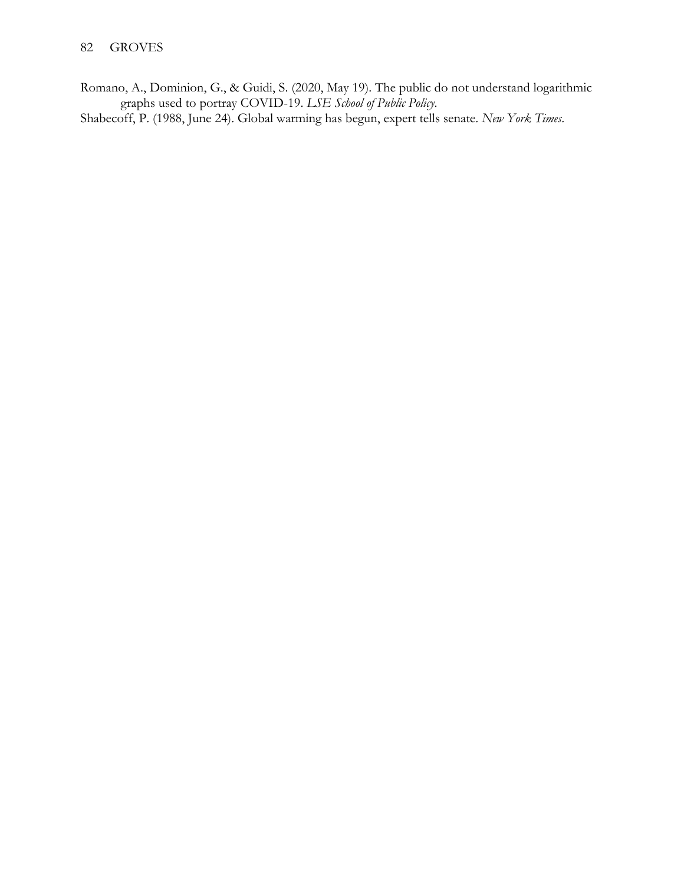Romano, A., Dominion, G., & Guidi, S. (2020, May 19). The public do not understand logarithmic graphs used to portray COVID-19. *LSE School of Public Policy*.

Shabecoff, P. (1988, June 24). Global warming has begun, expert tells senate. *New York Times*.